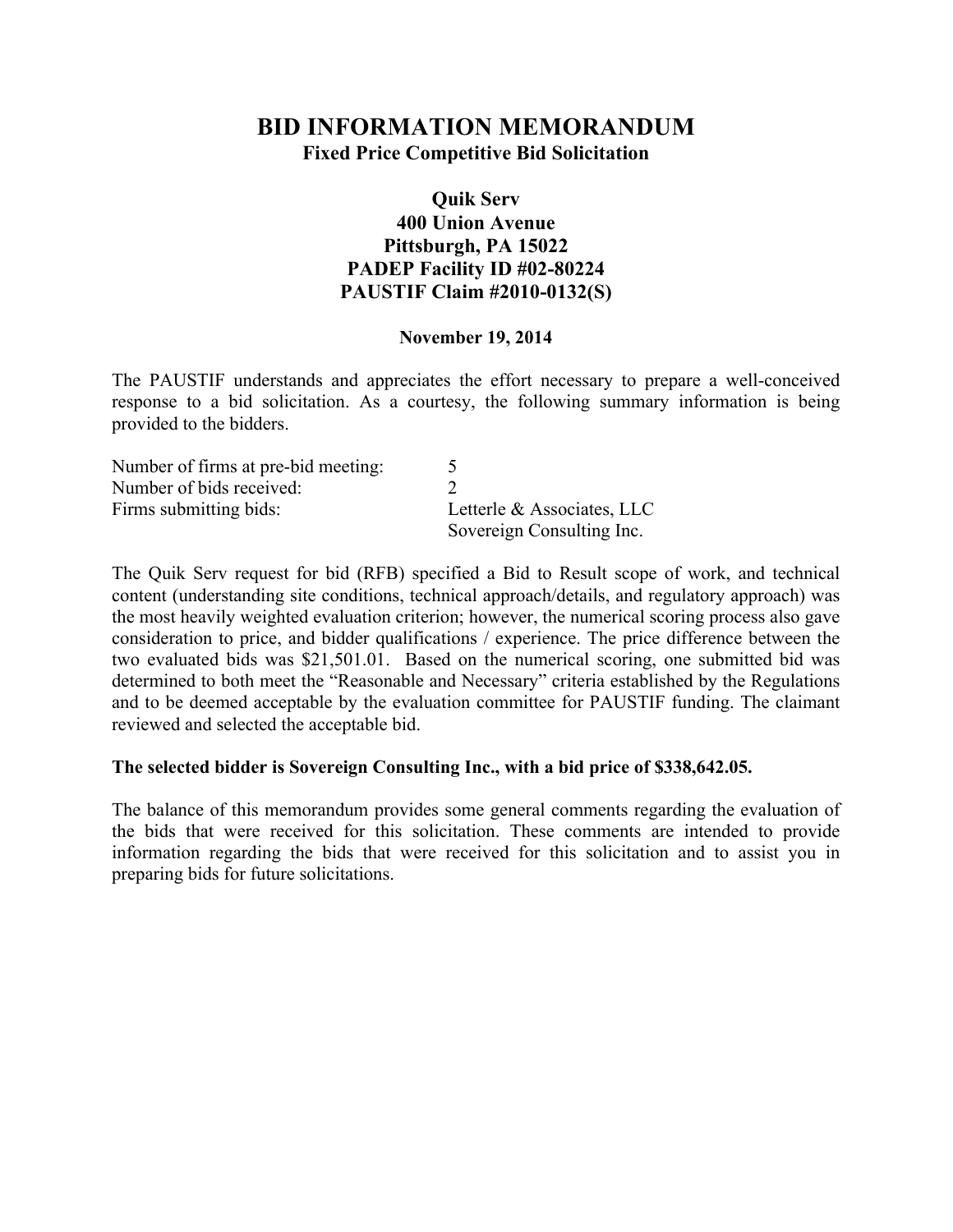# BID INFORMATION MEMORANDUM

**Fixed Price Competitive Bid Solicitation**

**Quik Serv**
**400 Union Avenue**
**Pittsburgh, PA 15022**
**PADEP Facility ID #02-80224**
**PAUSTIF Claim #2010-0132(S)**

**November 19, 2014**

The PAUSTIF understands and appreciates the effort necessary to prepare a well-conceived response to a bid solicitation. As a courtesy, the following summary information is being provided to the bidders.

| | |
|---|---|
| Number of firms at pre-bid meeting: | 5 |
| Number of bids received: | 2 |
| Firms submitting bids: | Letterle & Associates, LLC<br>Sovereign Consulting Inc. |

The Quik Serv request for bid (RFB) specified a Bid to Result scope of work, and technical content (understanding site conditions, technical approach/details, and regulatory approach) was the most heavily weighted evaluation criterion; however, the numerical scoring process also gave consideration to price, and bidder qualifications / experience. The price difference between the two evaluated bids was $21,501.01. Based on the numerical scoring, one submitted bid was determined to both meet the "Reasonable and Necessary" criteria established by the Regulations and to be deemed acceptable by the evaluation committee for PAUSTIF funding. The claimant reviewed and selected the acceptable bid.

**The selected bidder is Sovereign Consulting Inc., with a bid price of $338,642.05.**

The balance of this memorandum provides some general comments regarding the evaluation of the bids that were received for this solicitation. These comments are intended to provide information regarding the bids that were received for this solicitation and to assist you in preparing bids for future solicitations.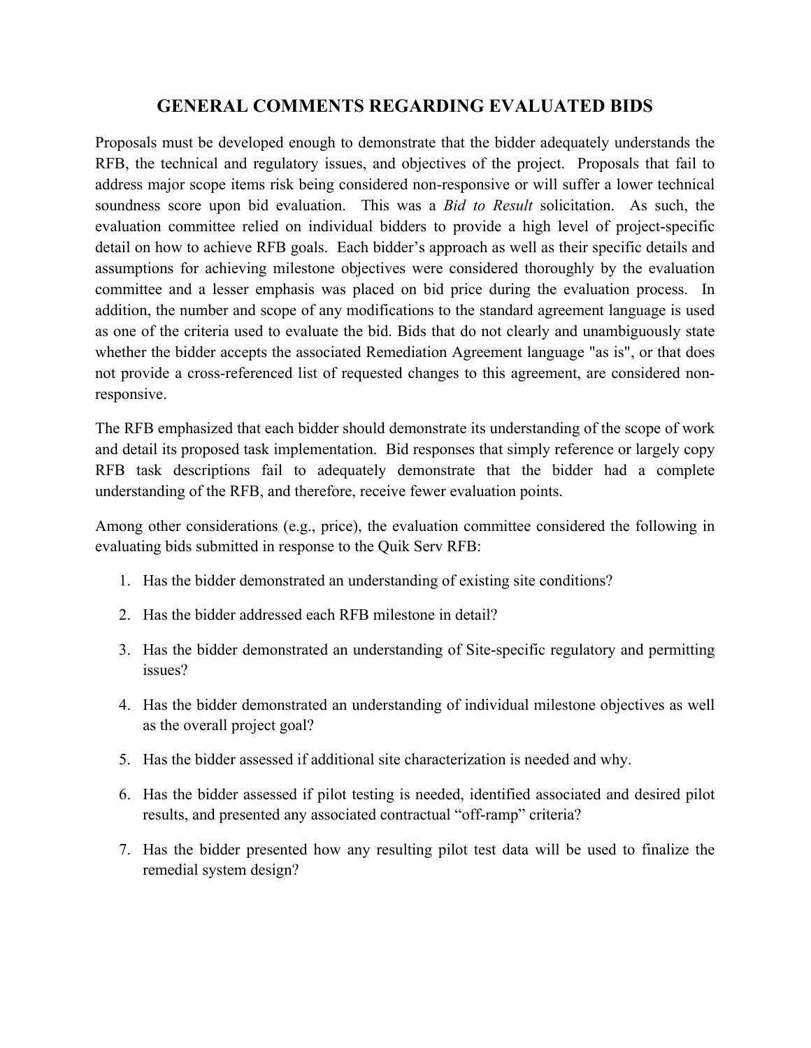# GENERAL COMMENTS REGARDING EVALUATED BIDS

Proposals must be developed enough to demonstrate that the bidder adequately understands the RFB, the technical and regulatory issues, and objectives of the project. Proposals that fail to address major scope items risk being considered non-responsive or will suffer a lower technical soundness score upon bid evaluation. This was a *Bid to Result* solicitation. As such, the evaluation committee relied on individual bidders to provide a high level of project-specific detail on how to achieve RFB goals. Each bidder's approach as well as their specific details and assumptions for achieving milestone objectives were considered thoroughly by the evaluation committee and a lesser emphasis was placed on bid price during the evaluation process. In addition, the number and scope of any modifications to the standard agreement language is used as one of the criteria used to evaluate the bid. Bids that do not clearly and unambiguously state whether the bidder accepts the associated Remediation Agreement language "as is", or that does not provide a cross-referenced list of requested changes to this agreement, are considered non-responsive.

The RFB emphasized that each bidder should demonstrate its understanding of the scope of work and detail its proposed task implementation. Bid responses that simply reference or largely copy RFB task descriptions fail to adequately demonstrate that the bidder had a complete understanding of the RFB, and therefore, receive fewer evaluation points.

Among other considerations (e.g., price), the evaluation committee considered the following in evaluating bids submitted in response to the Quik Serv RFB:

1. Has the bidder demonstrated an understanding of existing site conditions?
2. Has the bidder addressed each RFB milestone in detail?
3. Has the bidder demonstrated an understanding of Site-specific regulatory and permitting issues?
4. Has the bidder demonstrated an understanding of individual milestone objectives as well as the overall project goal?
5. Has the bidder assessed if additional site characterization is needed and why.
6. Has the bidder assessed if pilot testing is needed, identified associated and desired pilot results, and presented any associated contractual "off-ramp" criteria?
7. Has the bidder presented how any resulting pilot test data will be used to finalize the remedial system design?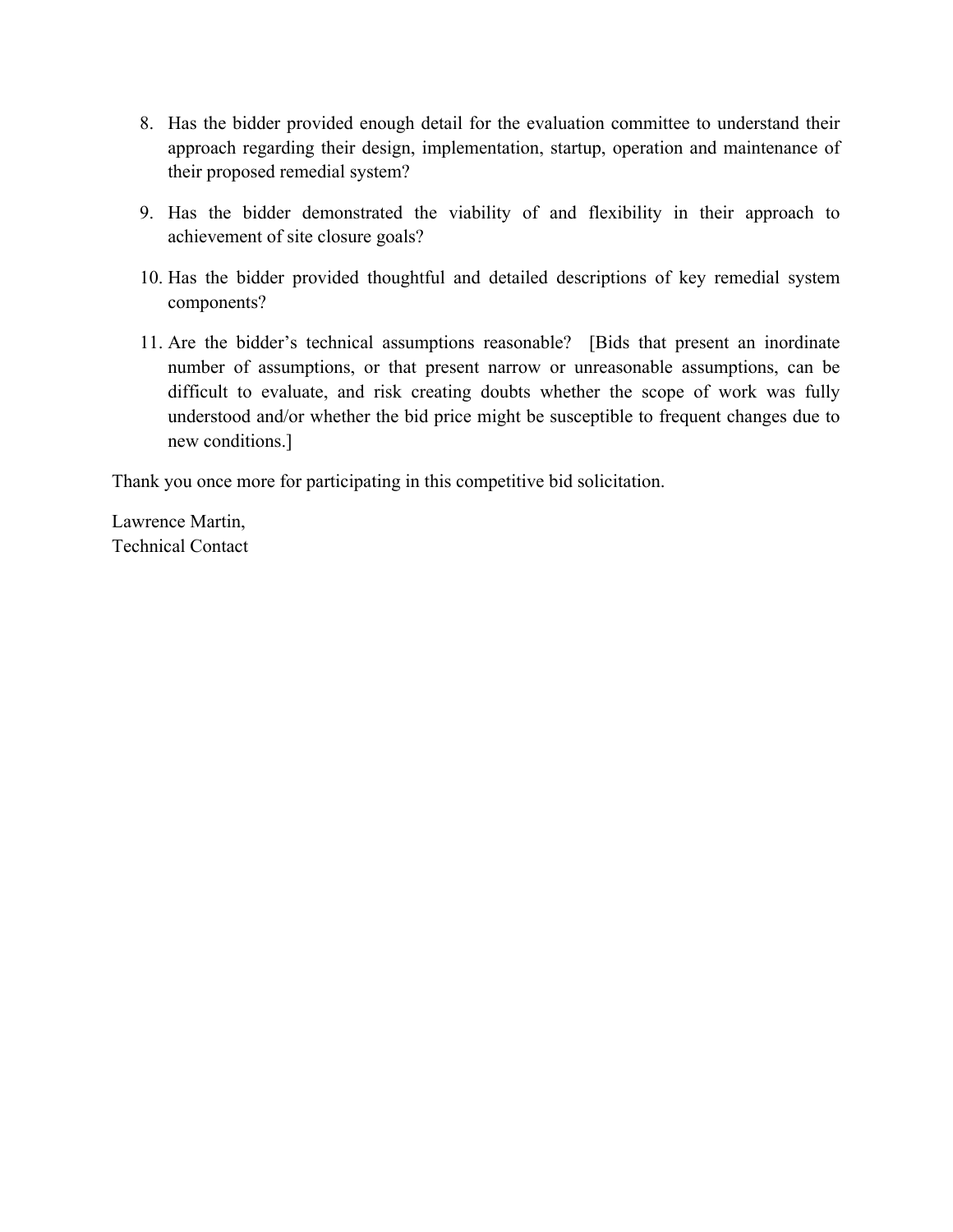8. Has the bidder provided enough detail for the evaluation committee to understand their approach regarding their design, implementation, startup, operation and maintenance of their proposed remedial system?
9. Has the bidder demonstrated the viability of and flexibility in their approach to achievement of site closure goals?
10. Has the bidder provided thoughtful and detailed descriptions of key remedial system components?
11. Are the bidder's technical assumptions reasonable? [Bids that present an inordinate number of assumptions, or that present narrow or unreasonable assumptions, can be difficult to evaluate, and risk creating doubts whether the scope of work was fully understood and/or whether the bid price might be susceptible to frequent changes due to new conditions.]

Thank you once more for participating in this competitive bid solicitation.

Lawrence Martin,
Technical Contact